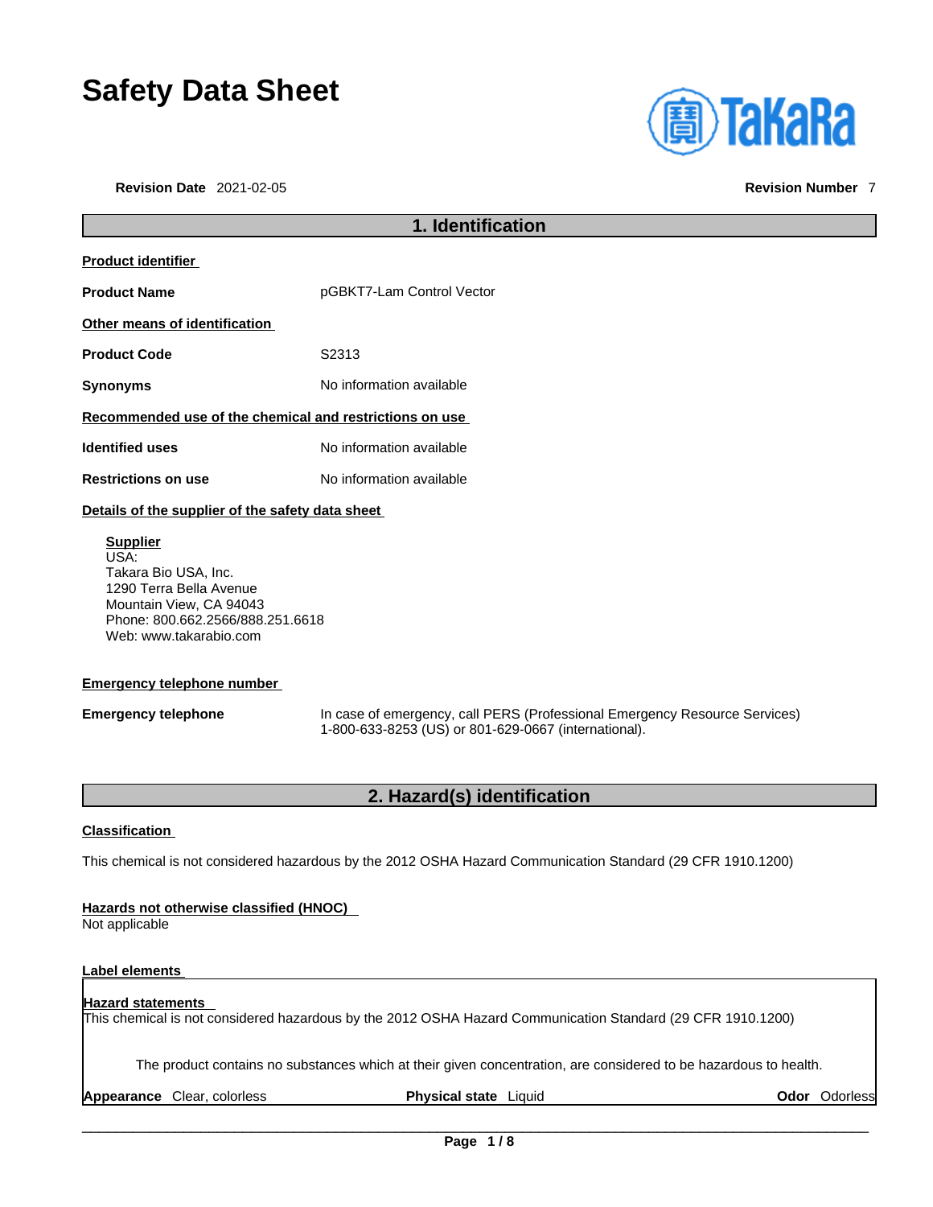# Safety Data Sheet

**Revision Date** 2021-02-05 **Revision Number** 7

## 1. Identification

**Product identifier**

**Product Name** pGBKT7-Lam Control Vector

**Other means of identification**

**Product Code** S2313

**Synonyms** No information available

**Recommended use of the chemical and restrictions on use**

**Identified uses** No information available

**Restrictions on use** No information available

**Details of the supplier of the safety data sheet**

**Supplier**
USA:
Takara Bio USA, Inc.
1290 Terra Bella Avenue
Mountain View, CA 94043
Phone: 800.662.2566/888.251.6618
Web: www.takarabio.com

**Emergency telephone number**

**Emergency telephone** In case of emergency, call PERS (Professional Emergency Resource Services) 1-800-633-8253 (US) or 801-629-0667 (international).

## 2. Hazard(s) identification

**Classification**

This chemical is not considered hazardous by the 2012 OSHA Hazard Communication Standard (29 CFR 1910.1200)

**Hazards not otherwise classified (HNOC)**
Not applicable

**Label elements**

**Hazard statements**
This chemical is not considered hazardous by the 2012 OSHA Hazard Communication Standard (29 CFR 1910.1200)

The product contains no substances which at their given concentration, are considered to be hazardous to health.

**Appearance** Clear, colorless **Physical state** Liquid **Odor** Odorless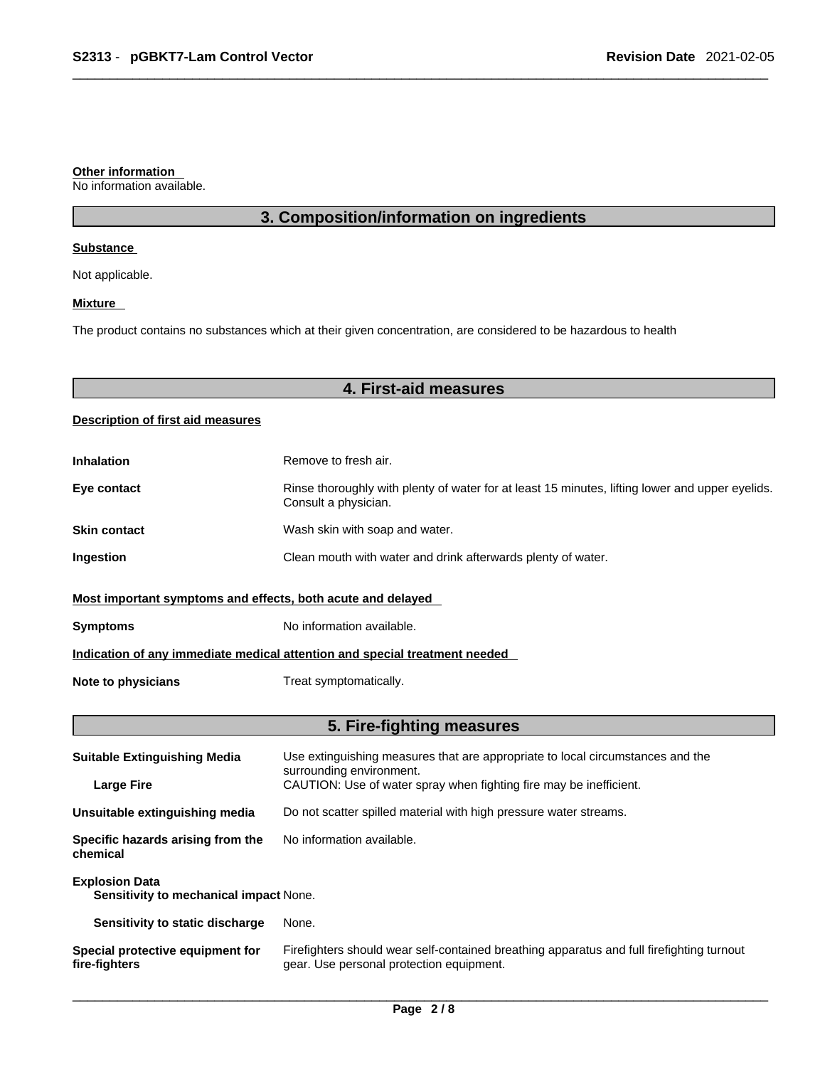**Other information**

No information available.

## 3. Composition/information on ingredients

**Substance**

Not applicable.

**Mixture**

The product contains no substances which at their given concentration, are considered to be hazardous to health

## 4. First-aid measures

**Description of first aid measures**

| | |
|---|---|
| **Inhalation** | Remove to fresh air. |
| **Eye contact** | Rinse thoroughly with plenty of water for at least 15 minutes, lifting lower and upper eyelids. Consult a physician. |
| **Skin contact** | Wash skin with soap and water. |
| **Ingestion** | Clean mouth with water and drink afterwards plenty of water. |

**Most important symptoms and effects, both acute and delayed**

| | |
|---|---|
| **Symptoms** | No information available. |

**Indication of any immediate medical attention and special treatment needed**

| | |
|---|---|
| **Note to physicians** | Treat symptomatically. |

## 5. Fire-fighting measures

| | |
|---|---|
| **Suitable Extinguishing Media** | Use extinguishing measures that are appropriate to local circumstances and the surrounding environment. |
| **Large Fire** | CAUTION: Use of water spray when fighting fire may be inefficient. |
| **Unsuitable extinguishing media** | Do not scatter spilled material with high pressure water streams. |
| **Specific hazards arising from the chemical** | No information available. |
| **Explosion Data** | |
| **Sensitivity to mechanical impact** | None. |
| **Sensitivity to static discharge** | None. |
| **Special protective equipment for fire-fighters** | Firefighters should wear self-contained breathing apparatus and full firefighting turnout gear. Use personal protection equipment. |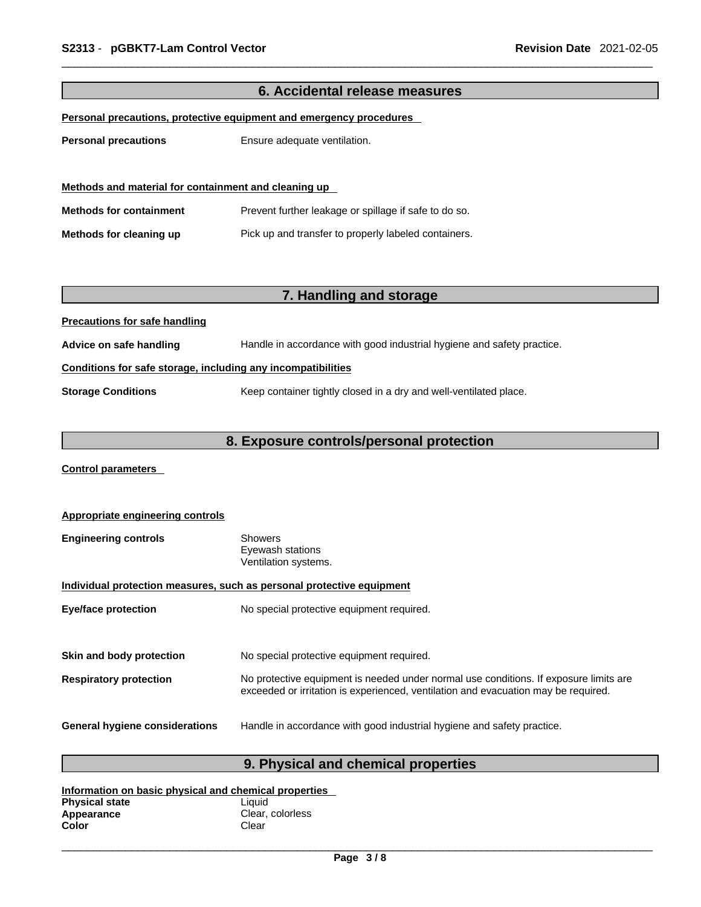## 6. Accidental release measures

**Personal precautions, protective equipment and emergency procedures**

**Personal precautions** Ensure adequate ventilation.

**Methods and material for containment and cleaning up**

**Methods for containment** Prevent further leakage or spillage if safe to do so.

**Methods for cleaning up** Pick up and transfer to properly labeled containers.

## 7. Handling and storage

**Precautions for safe handling**

**Advice on safe handling** Handle in accordance with good industrial hygiene and safety practice.

**Conditions for safe storage, including any incompatibilities**

**Storage Conditions** Keep container tightly closed in a dry and well-ventilated place.

## 8. Exposure controls/personal protection

**Control parameters**

**Appropriate engineering controls**

**Engineering controls** Showers
Eyewash stations
Ventilation systems.

**Individual protection measures, such as personal protective equipment**

**Eye/face protection** No special protective equipment required.

**Skin and body protection** No special protective equipment required.

**Respiratory protection** No protective equipment is needed under normal use conditions. If exposure limits are exceeded or irritation is experienced, ventilation and evacuation may be required.

**General hygiene considerations** Handle in accordance with good industrial hygiene and safety practice.

## 9. Physical and chemical properties

**Information on basic physical and chemical properties**

**Physical state** Liquid
**Appearance** Clear, colorless
**Color** Clear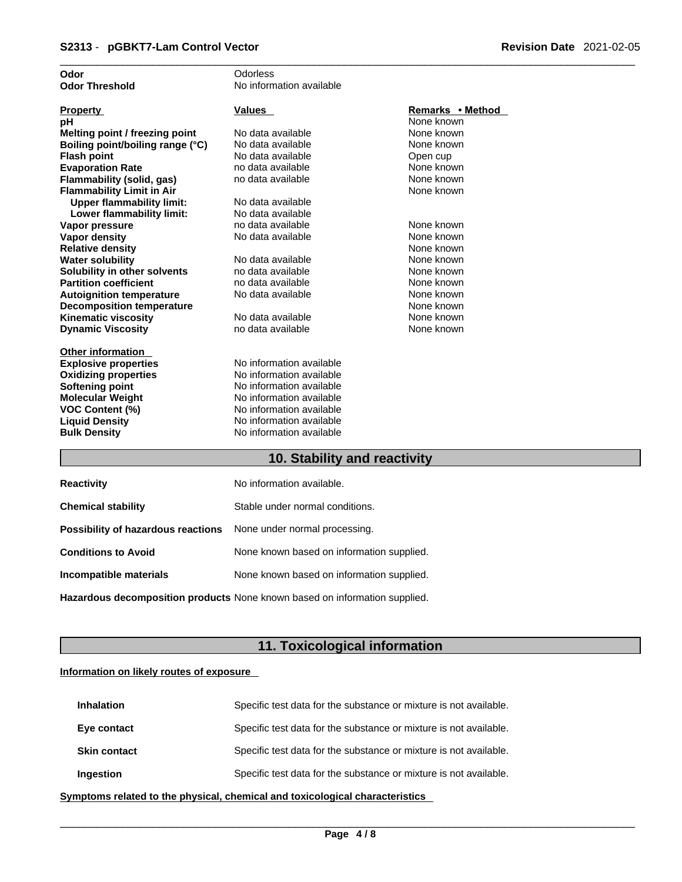| | |
|---|---|
| **Odor** | Odorless |
| **Odor Threshold** | No information available |

| Property | Values | Remarks • Method |
|---|---|---|
| **pH** | | None known |
| **Melting point / freezing point** | No data available | None known |
| **Boiling point/boiling range (°C)** | No data available | None known |
| **Flash point** | No data available | Open cup |
| **Evaporation Rate** | no data available | None known |
| **Flammability (solid, gas)** | no data available | None known |
| **Flammability Limit in Air** | | None known |
| **Upper flammability limit:** | No data available | |
| **Lower flammability limit:** | No data available | |
| **Vapor pressure** | no data available | None known |
| **Vapor density** | No data available | None known |
| **Relative density** | | None known |
| **Water solubility** | No data available | None known |
| **Solubility in other solvents** | no data available | None known |
| **Partition coefficient** | no data available | None known |
| **Autoignition temperature** | No data available | None known |
| **Decomposition temperature** | | None known |
| **Kinematic viscosity** | No data available | None known |
| **Dynamic Viscosity** | no data available | None known |

**Other information**

| | |
|---|---|
| **Explosive properties** | No information available |
| **Oxidizing properties** | No information available |
| **Softening point** | No information available |
| **Molecular Weight** | No information available |
| **VOC Content (%)** | No information available |
| **Liquid Density** | No information available |
| **Bulk Density** | No information available |

## 10. Stability and reactivity

| | |
|---|---|
| **Reactivity** | No information available. |
| **Chemical stability** | Stable under normal conditions. |
| **Possibility of hazardous reactions** | None under normal processing. |
| **Conditions to Avoid** | None known based on information supplied. |
| **Incompatible materials** | None known based on information supplied. |
| **Hazardous decomposition products** | None known based on information supplied. |

## 11. Toxicological information

**Information on likely routes of exposure**

| | |
|---|---|
| **Inhalation** | Specific test data for the substance or mixture is not available. |
| **Eye contact** | Specific test data for the substance or mixture is not available. |
| **Skin contact** | Specific test data for the substance or mixture is not available. |
| **Ingestion** | Specific test data for the substance or mixture is not available. |

**Symptoms related to the physical, chemical and toxicological characteristics**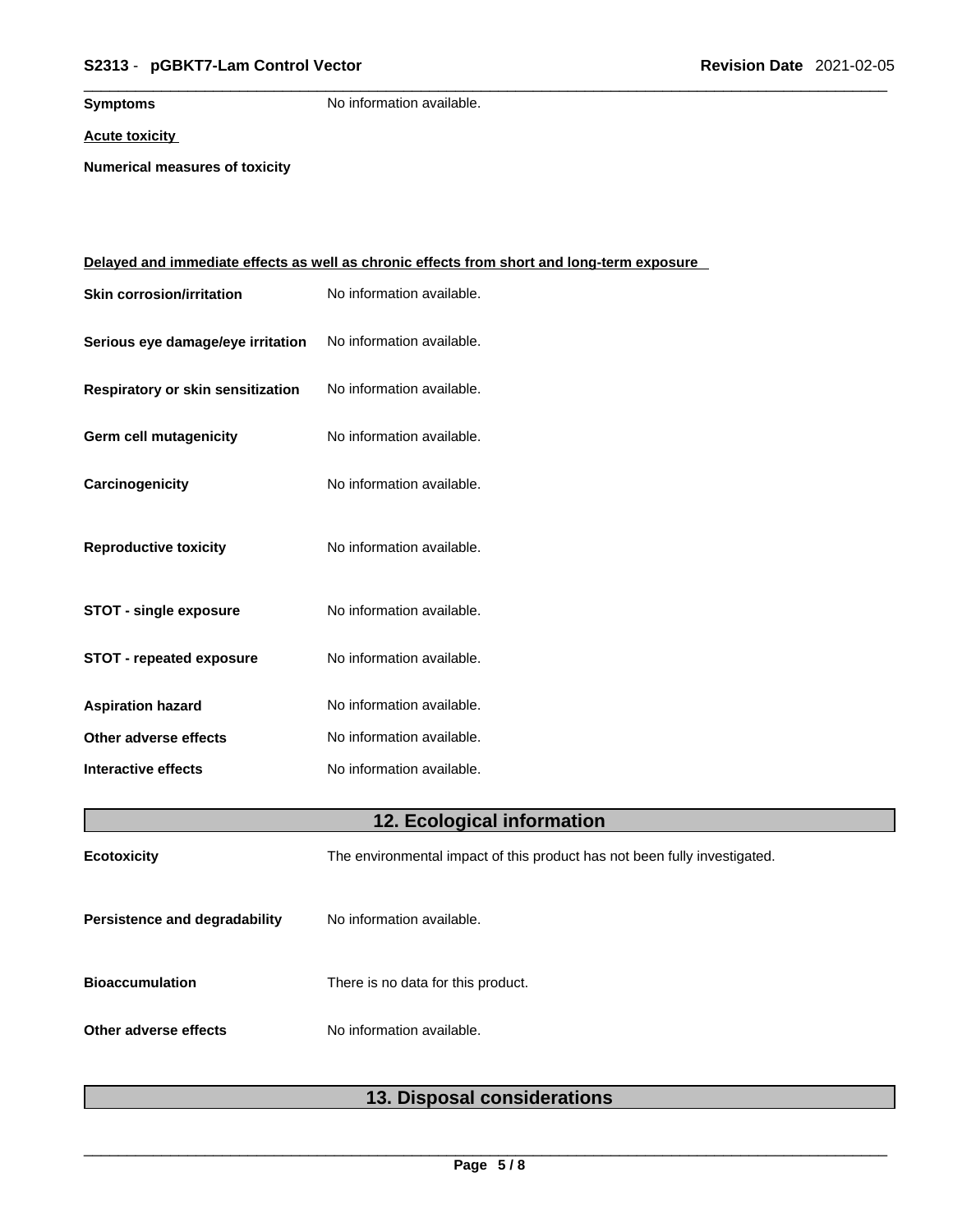**Symptoms** No information available.

**Acute toxicity**

**Numerical measures of toxicity**

**Delayed and immediate effects as well as chronic effects from short and long-term exposure**

**Skin corrosion/irritation** No information available.

**Serious eye damage/eye irritation** No information available.

**Respiratory or skin sensitization** No information available.

**Germ cell mutagenicity** No information available.

**Carcinogenicity** No information available.

**Reproductive toxicity** No information available.

**STOT - single exposure** No information available.

**STOT - repeated exposure** No information available.

**Aspiration hazard** No information available.

**Other adverse effects** No information available.

**Interactive effects** No information available.

## 12. Ecological information

**Ecotoxicity** The environmental impact of this product has not been fully investigated.

**Persistence and degradability** No information available.

**Bioaccumulation** There is no data for this product.

**Other adverse effects** No information available.

## 13. Disposal considerations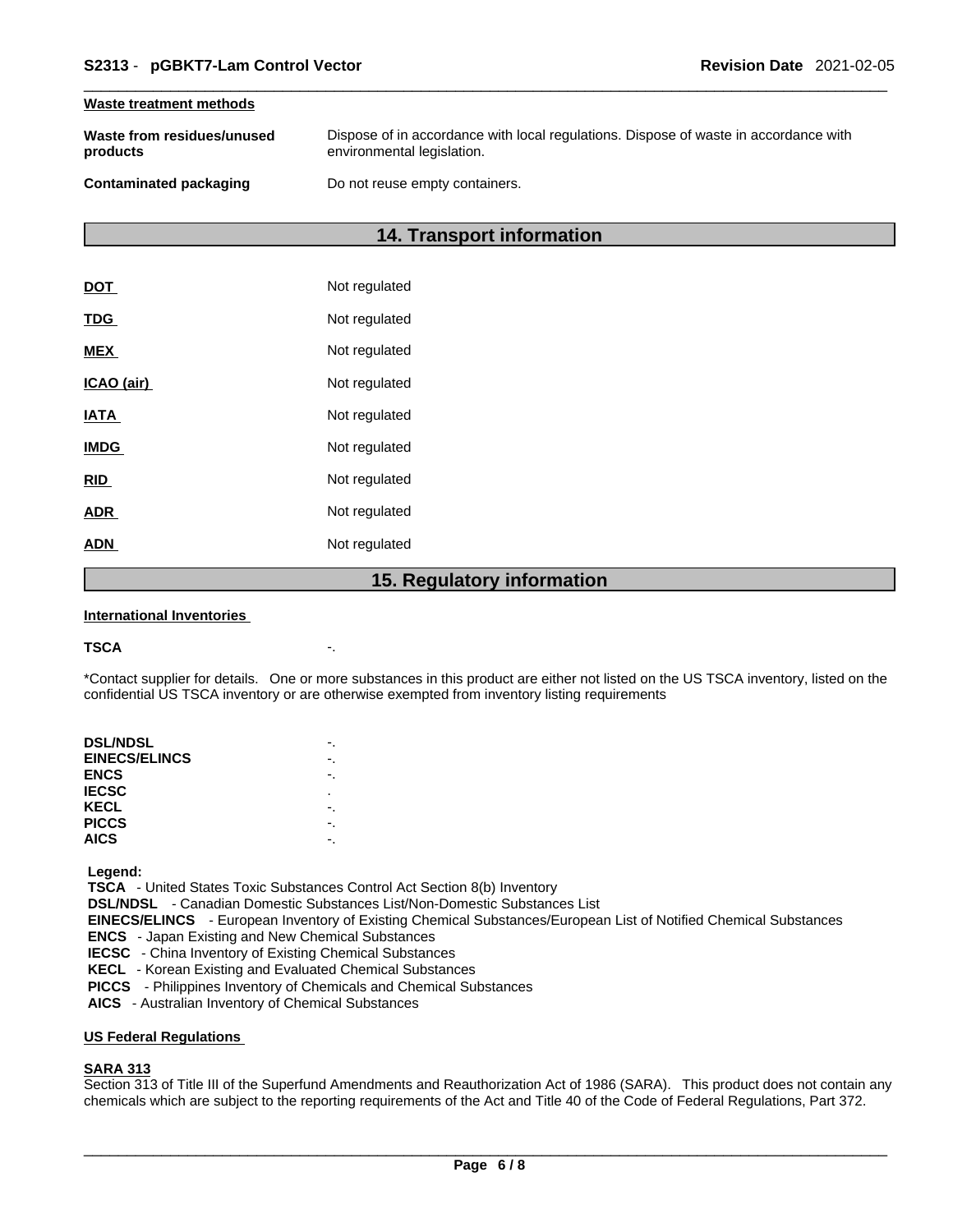**Waste treatment methods**

| | |
|---|---|
| **Waste from residues/unused products** | Dispose of in accordance with local regulations. Dispose of waste in accordance with environmental legislation. |
| **Contaminated packaging** | Do not reuse empty containers. |

## 14. Transport information

| | |
|---|---|
| **DOT** | Not regulated |
| **TDG** | Not regulated |
| **MEX** | Not regulated |
| **ICAO (air)** | Not regulated |
| **IATA** | Not regulated |
| **IMDG** | Not regulated |
| **RID** | Not regulated |
| **ADR** | Not regulated |
| **ADN** | Not regulated |

## 15. Regulatory information

**International Inventories**

**TSCA** -.

*Contact supplier for details. One or more substances in this product are either not listed on the US TSCA inventory, listed on the confidential US TSCA inventory or are otherwise exempted from inventory listing requirements

| | |
|---|---|
| **DSL/NDSL** | -. |
| **EINECS/ELINCS** | -. |
| **ENCS** | -. |
| **IECSC** | . |
| **KECL** | -. |
| **PICCS** | -. |
| **AICS** | -. |

**Legend:**
**TSCA** - United States Toxic Substances Control Act Section 8(b) Inventory
**DSL/NDSL** - Canadian Domestic Substances List/Non-Domestic Substances List
**EINECS/ELINCS** - European Inventory of Existing Chemical Substances/European List of Notified Chemical Substances
**ENCS** - Japan Existing and New Chemical Substances
**IECSC** - China Inventory of Existing Chemical Substances
**KECL** - Korean Existing and Evaluated Chemical Substances
**PICCS** - Philippines Inventory of Chemicals and Chemical Substances
**AICS** - Australian Inventory of Chemical Substances

**US Federal Regulations**

**SARA 313**
Section 313 of Title III of the Superfund Amendments and Reauthorization Act of 1986 (SARA). This product does not contain any chemicals which are subject to the reporting requirements of the Act and Title 40 of the Code of Federal Regulations, Part 372.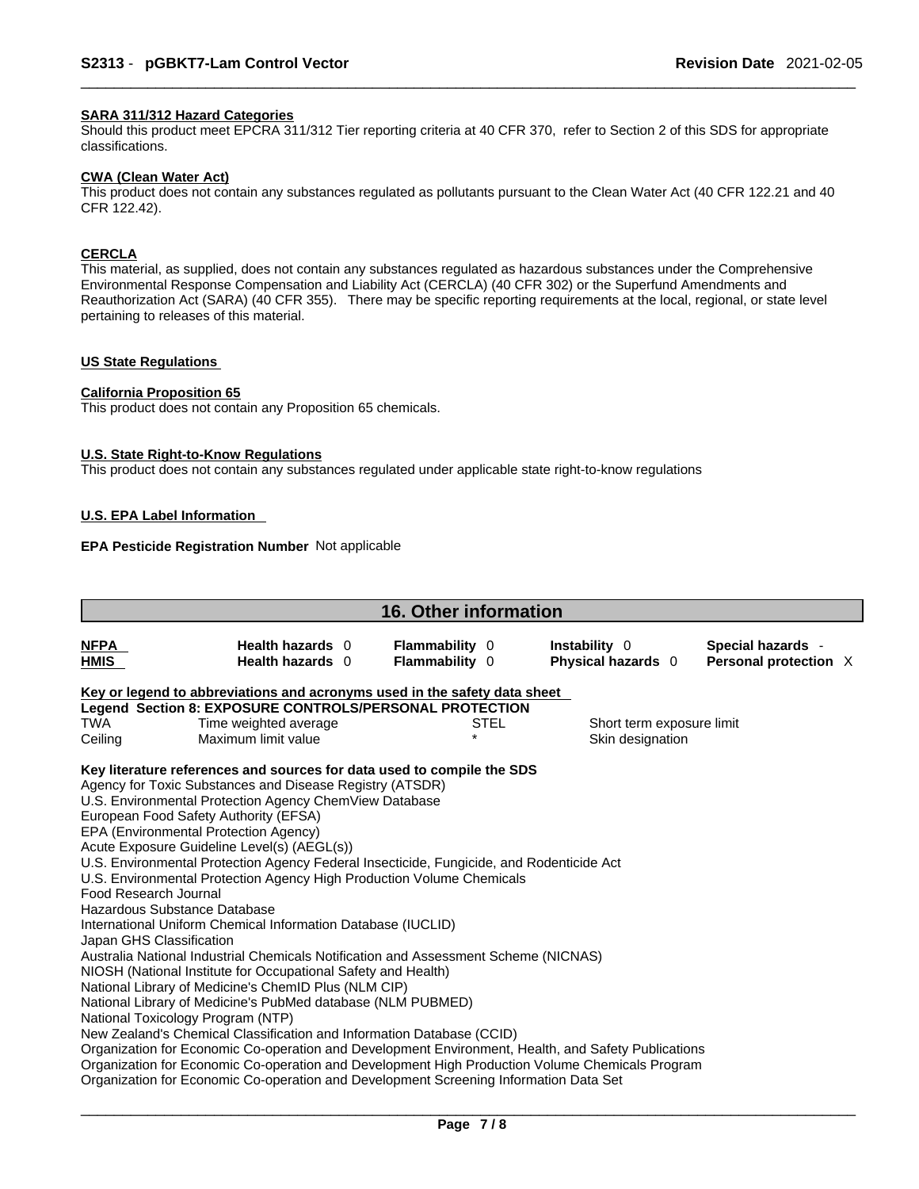#### SARA 311/312 Hazard Categories

Should this product meet EPCRA 311/312 Tier reporting criteria at 40 CFR 370, refer to Section 2 of this SDS for appropriate classifications.

#### CWA (Clean Water Act)

This product does not contain any substances regulated as pollutants pursuant to the Clean Water Act (40 CFR 122.21 and 40 CFR 122.42).

#### CERCLA

This material, as supplied, does not contain any substances regulated as hazardous substances under the Comprehensive Environmental Response Compensation and Liability Act (CERCLA) (40 CFR 302) or the Superfund Amendments and Reauthorization Act (SARA) (40 CFR 355). There may be specific reporting requirements at the local, regional, or state level pertaining to releases of this material.

#### US State Regulations

#### California Proposition 65

This product does not contain any Proposition 65 chemicals.

#### U.S. State Right-to-Know Regulations

This product does not contain any substances regulated under applicable state right-to-know regulations

#### U.S. EPA Label Information

**EPA Pesticide Registration Number** Not applicable

## 16. Other information

| | | | | |
|---|---|---|---|---|
| **NFPA** | **Health hazards** 0 | **Flammability** 0 | **Instability** 0 | **Special hazards** - |
| **HMIS** | **Health hazards** 0 | **Flammability** 0 | **Physical hazards** 0 | **Personal protection** X |

**Key or legend to abbreviations and acronyms used in the safety data sheet**

**Legend Section 8: EXPOSURE CONTROLS/PERSONAL PROTECTION**

| | | | |
|---|---|---|---|
| TWA | Time weighted average | STEL | Short term exposure limit |
| Ceiling | Maximum limit value | * | Skin designation |

**Key literature references and sources for data used to compile the SDS**

Agency for Toxic Substances and Disease Registry (ATSDR)
U.S. Environmental Protection Agency ChemView Database
European Food Safety Authority (EFSA)
EPA (Environmental Protection Agency)
Acute Exposure Guideline Level(s) (AEGL(s))
U.S. Environmental Protection Agency Federal Insecticide, Fungicide, and Rodenticide Act
U.S. Environmental Protection Agency High Production Volume Chemicals
Food Research Journal
Hazardous Substance Database
International Uniform Chemical Information Database (IUCLID)
Japan GHS Classification
Australia National Industrial Chemicals Notification and Assessment Scheme (NICNAS)
NIOSH (National Institute for Occupational Safety and Health)
National Library of Medicine's ChemID Plus (NLM CIP)
National Library of Medicine's PubMed database (NLM PUBMED)
National Toxicology Program (NTP)
New Zealand's Chemical Classification and Information Database (CCID)
Organization for Economic Co-operation and Development Environment, Health, and Safety Publications
Organization for Economic Co-operation and Development High Production Volume Chemicals Program
Organization for Economic Co-operation and Development Screening Information Data Set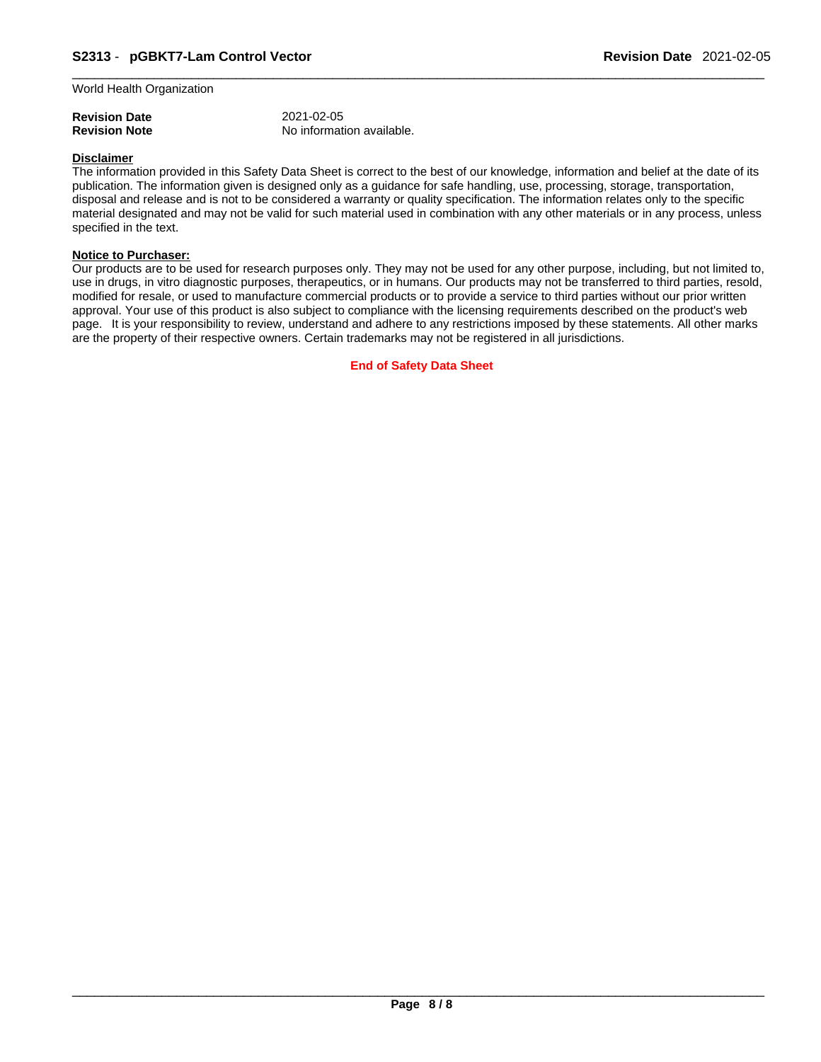World Health Organization

| | |
|---|---|
| **Revision Date** | 2021-02-05 |
| **Revision Note** | No information available. |

**Disclaimer**

The information provided in this Safety Data Sheet is correct to the best of our knowledge, information and belief at the date of its publication. The information given is designed only as a guidance for safe handling, use, processing, storage, transportation, disposal and release and is not to be considered a warranty or quality specification. The information relates only to the specific material designated and may not be valid for such material used in combination with any other materials or in any process, unless specified in the text.

**Notice to Purchaser:**

Our products are to be used for research purposes only. They may not be used for any other purpose, including, but not limited to, use in drugs, in vitro diagnostic purposes, therapeutics, or in humans. Our products may not be transferred to third parties, resold, modified for resale, or used to manufacture commercial products or to provide a service to third parties without our prior written approval. Your use of this product is also subject to compliance with the licensing requirements described on the product's web page. It is your responsibility to review, understand and adhere to any restrictions imposed by these statements. All other marks are the property of their respective owners. Certain trademarks may not be registered in all jurisdictions.

**End of Safety Data Sheet**